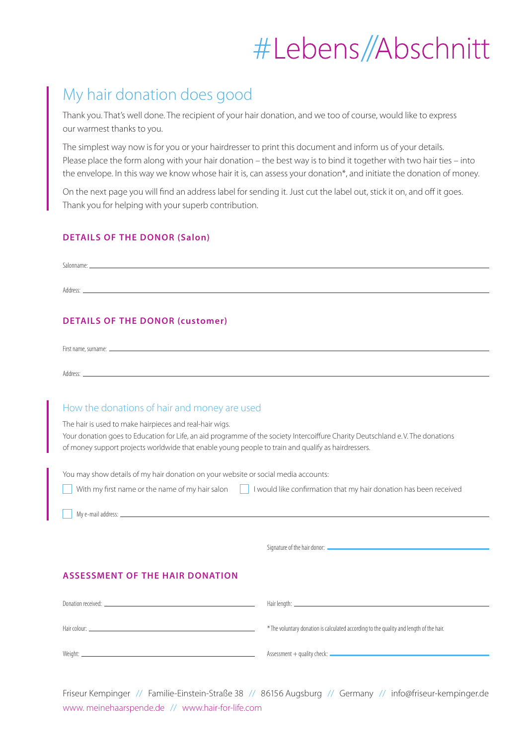# #Lebens//Abschnitt

## My hair donation does good

Thank you. That's well done. The recipient of your hair donation, and we too of course, would like to express our warmest thanks to you.

The simplest way now is for you or your hairdresser to print this document and inform us of your details. Please place the form along with your hair donation – the best way is to bind it together with two hair ties – into the envelope. In this way we know whose hair it is, can assess your donation*, and initiate the donation of money.

On the next page you will find an address label for sending it. Just cut the label out, stick it on, and off it goes. Thank you for helping with your superb contribution.

### DETAILS OF THE DONOR (Salon)

Salonname: ______________________________

Address: ______________________________

### DETAILS OF THE DONOR (customer)

First name, surname: ______________________________

Address: ______________________________

## How the donations of hair and money are used

The hair is used to make hairpieces and real-hair wigs.
Your donation goes to Education for Life, an aid programme of the society Intercoiffure Charity Deutschland e.V. The donations of money support projects worldwide that enable young people to train and qualify as hairdressers.

You may show details of my hair donation on your website or social media accounts:

- [ ] With my first name or the name of my hair salon
- [ ] I would like confirmation that my hair donation has been received
- [ ] My e-mail address: ______________________________

Signature of the hair donor: ______________________________

### ASSESSMENT OF THE HAIR DONATION

Donation received: ______________________________

Hair length: ______________________________

Hair colour: ______________________________

* The voluntary donation is calculated according to the quality and length of the hair.

Weight: ______________________________

Assessment + quality check: ______________________________

Friseur Kempinger // Familie-Einstein-Straße 38 // 86156 Augsburg // Germany // info@friseur-kempinger.de
www. meinehaarspende.de // www.hair-for-life.com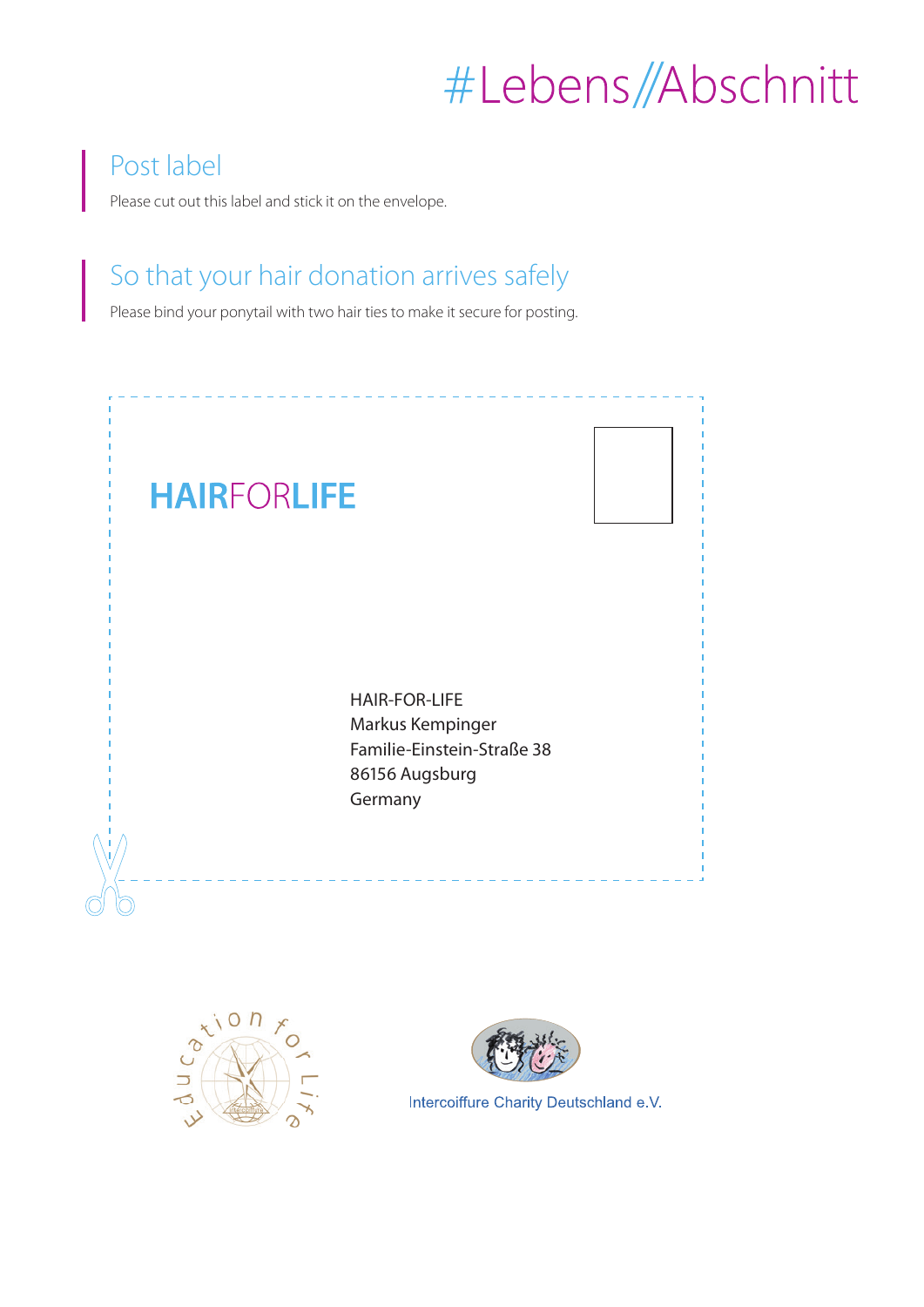# #Lebens//Abschnitt

## Post label

Please cut out this label and stick it on the envelope.

## So that your hair donation arrives safely

Please bind your ponytail with two hair ties to make it secure for posting.

**HAIRFORLIFE**

HAIR-FOR-LIFE
Markus Kempinger
Familie-Einstein-Straße 38
86156 Augsburg
Germany

Education for Life

Intercoiffure Charity Deutschland e.V.